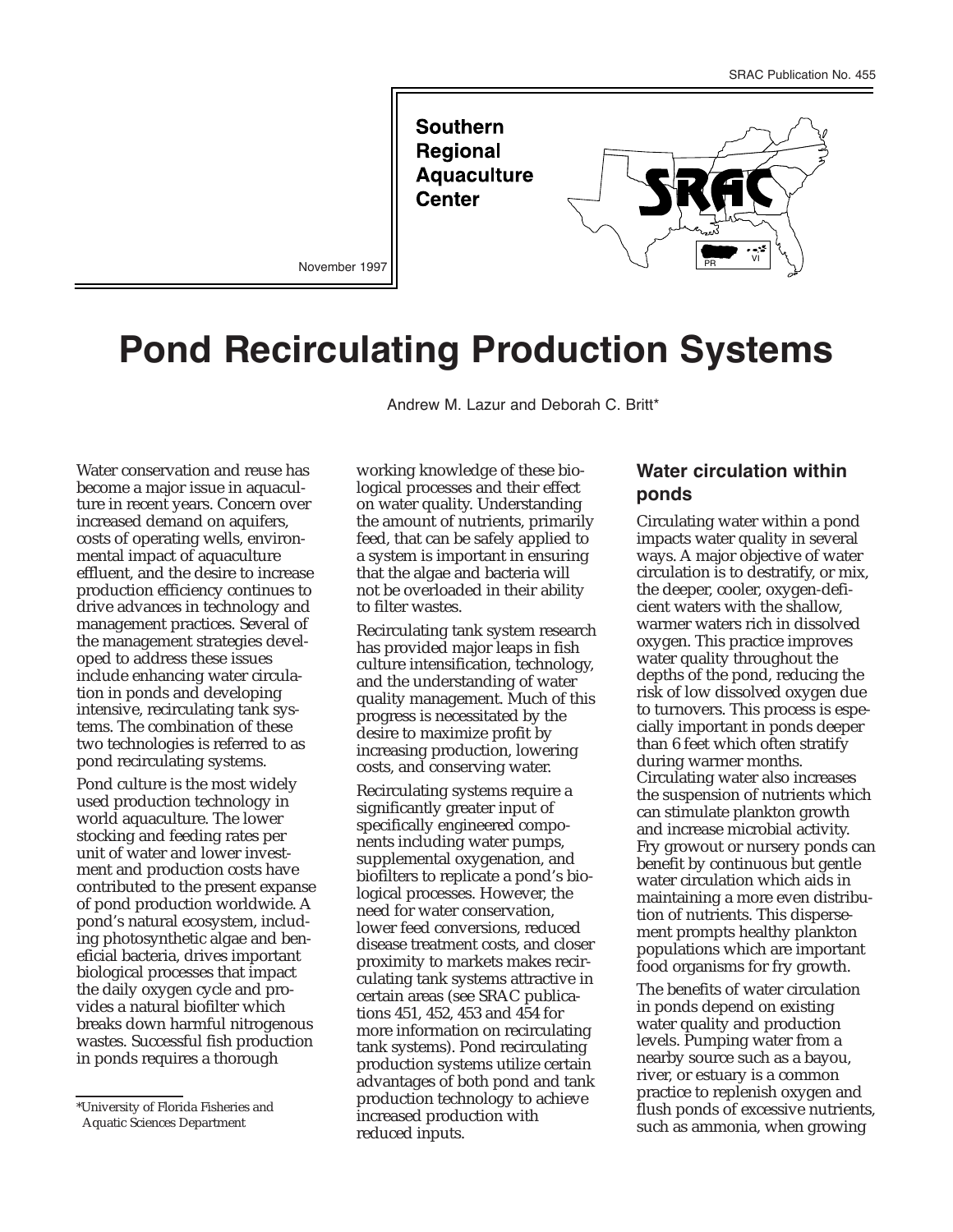SRAC Publication No. 455

**Southern Regional Aquaculture Center**

November 1997

# Pond Recirculating Production Systems

Andrew M. Lazur and Deborah C. Britt*

Water conservation and reuse has become a major issue in aquaculture in recent years. Concern over increased demand on aquifers, costs of operating wells, environmental impact of aquaculture effluent, and the desire to increase production efficiency continues to drive advances in technology and management practices. Several of the management strategies developed to address these issues include enhancing water circulation in ponds and developing intensive, recirculating tank systems. The combination of these two technologies is referred to as pond recirculating systems.

Pond culture is the most widely used production technology in world aquaculture. The lower stocking and feeding rates per unit of water and lower investment and production costs have contributed to the present expanse of pond production worldwide. A pond's natural ecosystem, including photosynthetic algae and beneficial bacteria, drives important biological processes that impact the daily oxygen cycle and provides a natural biofilter which breaks down harmful nitrogenous wastes. Successful fish production in ponds requires a thorough working knowledge of these biological processes and their effect on water quality. Understanding the amount of nutrients, primarily feed, that can be safely applied to a system is important in ensuring that the algae and bacteria will not be overloaded in their ability to filter wastes.

Recirculating tank system research has provided major leaps in fish culture intensification, technology, and the understanding of water quality management. Much of this progress is necessitated by the desire to maximize profit by increasing production, lowering costs, and conserving water.

Recirculating systems require a significantly greater input of specifically engineered components including water pumps, supplemental oxygenation, and biofilters to replicate a pond's biological processes. However, the need for water conservation, lower feed conversions, reduced disease treatment costs, and closer proximity to markets makes recirculating tank systems attractive in certain areas (see SRAC publications 451, 452, 453 and 454 for more information on recirculating tank systems). Pond recirculating production systems utilize certain advantages of both pond and tank production technology to achieve increased production with reduced inputs.

## Water circulation within ponds

Circulating water within a pond impacts water quality in several ways. A major objective of water circulation is to destratify, or mix, the deeper, cooler, oxygen-deficient waters with the shallow, warmer waters rich in dissolved oxygen. This practice improves water quality throughout the depths of the pond, reducing the risk of low dissolved oxygen due to turnovers. This process is especially important in ponds deeper than 6 feet which often stratify during warmer months. Circulating water also increases the suspension of nutrients which can stimulate plankton growth and increase microbial activity. Fry growout or nursery ponds can benefit by continuous but gentle water circulation which aids in maintaining a more even distribution of nutrients. This dispersement prompts healthy plankton populations which are important food organisms for fry growth.

The benefits of water circulation in ponds depend on existing water quality and production levels. Pumping water from a nearby source such as a bayou, river, or estuary is a common practice to replenish oxygen and flush ponds of excessive nutrients, such as ammonia, when growing

*University of Florida Fisheries and Aquatic Sciences Department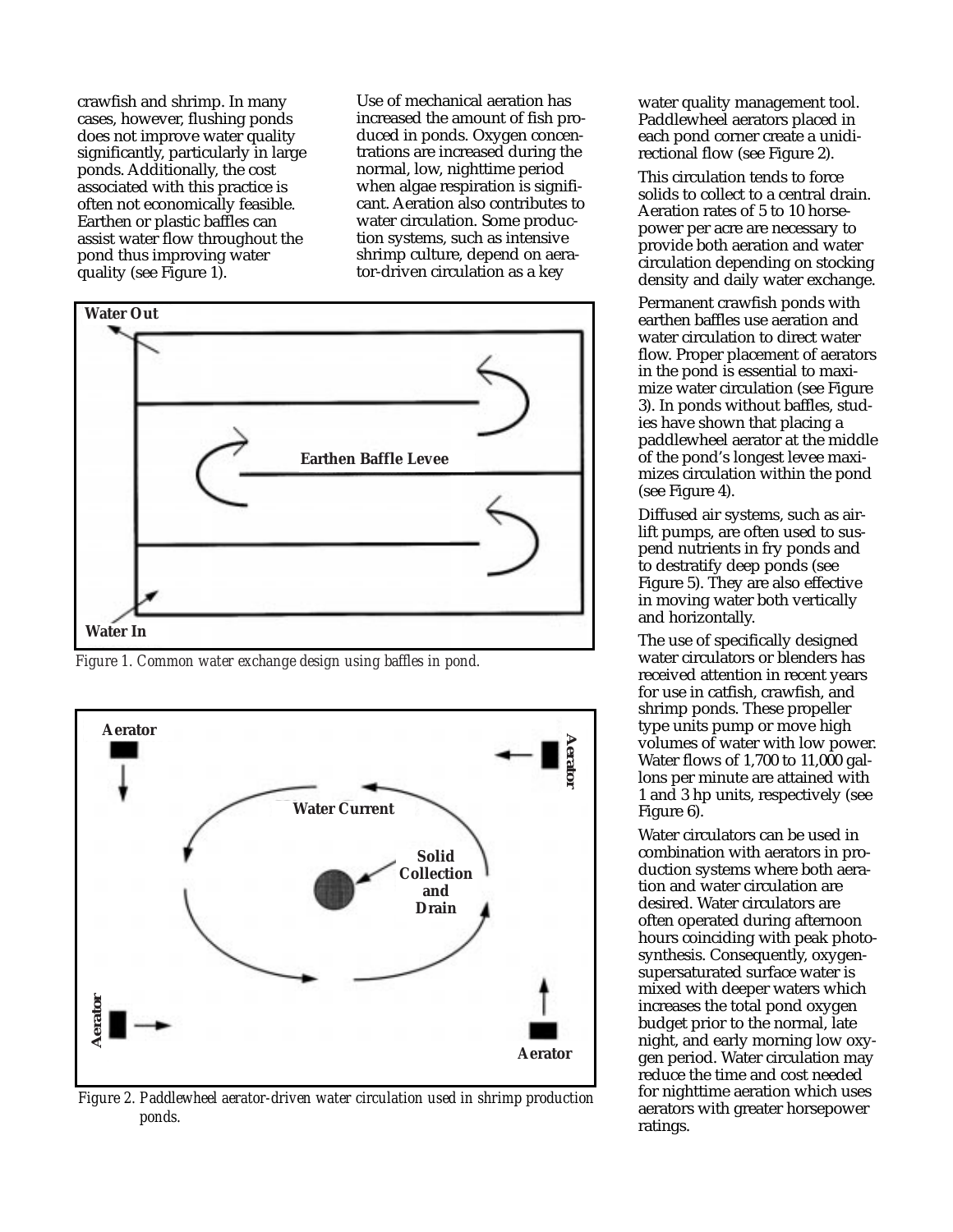crawfish and shrimp. In many cases, however, flushing ponds does not improve water quality significantly, particularly in large ponds. Additionally, the cost associated with this practice is often not economically feasible. Earthen or plastic baffles can assist water flow throughout the pond thus improving water quality (see Figure 1).

Use of mechanical aeration has increased the amount of fish produced in ponds. Oxygen concentrations are increased during the normal, low, nighttime period when algae respiration is significant. Aeration also contributes to water circulation. Some production systems, such as intensive shrimp culture, depend on aerator-driven circulation as a key water quality management tool. Paddlewheel aerators placed in each pond corner create a unidirectional flow (see Figure 2).

Water Out

Earthen Baffle Levee

Water In

*Figure 1. Common water exchange design using baffles in pond.*

Aerator

Aerator

Water Current

Solid Collection and Drain

Aerator

Aerator

*Figure 2. Paddlewheel aerator-driven water circulation used in shrimp production ponds.*

This circulation tends to force solids to collect to a central drain. Aeration rates of 5 to 10 horsepower per acre are necessary to provide both aeration and water circulation depending on stocking density and daily water exchange.

Permanent crawfish ponds with earthen baffles use aeration and water circulation to direct water flow. Proper placement of aerators in the pond is essential to maximize water circulation (see Figure 3). In ponds without baffles, studies have shown that placing a paddlewheel aerator at the middle of the pond's longest levee maximizes circulation within the pond (see Figure 4).

Diffused air systems, such as airlift pumps, are often used to suspend nutrients in fry ponds and to destratify deep ponds (see Figure 5). They are also effective in moving water both vertically and horizontally.

The use of specifically designed water circulators or blenders has received attention in recent years for use in catfish, crawfish, and shrimp ponds. These propeller type units pump or move high volumes of water with low power. Water flows of 1,700 to 11,000 gallons per minute are attained with 1 and 3 hp units, respectively (see Figure 6).

Water circulators can be used in combination with aerators in production systems where both aeration and water circulation are desired. Water circulators are often operated during afternoon hours coinciding with peak photosynthesis. Consequently, oxygen-supersaturated surface water is mixed with deeper waters which increases the total pond oxygen budget prior to the normal, late night, and early morning low oxygen period. Water circulation may reduce the time and cost needed for nighttime aeration which uses aerators with greater horsepower ratings.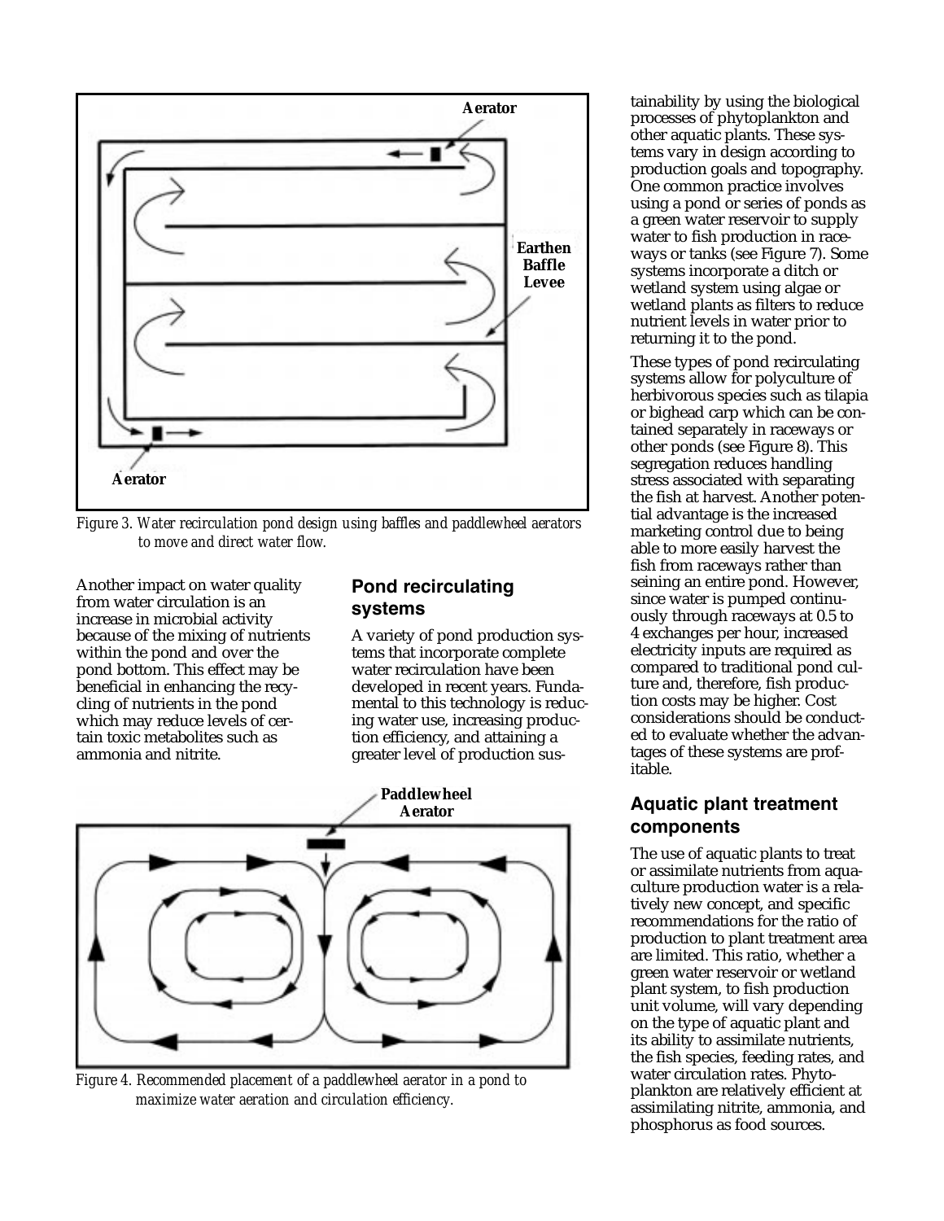Figure 3. Water recirculation pond design using baffles and paddlewheel aerators to move and direct water flow.

Another impact on water quality from water circulation is an increase in microbial activity because of the mixing of nutrients within the pond and over the pond bottom. This effect may be beneficial in enhancing the recycling of nutrients in the pond which may reduce levels of certain toxic metabolites such as ammonia and nitrite.

## Pond recirculating systems

A variety of pond production systems that incorporate complete water recirculation have been developed in recent years. Fundamental to this technology is reducing water use, increasing production efficiency, and attaining a greater level of production sustainability by using the biological processes of phytoplankton and other aquatic plants. These systems vary in design according to production goals and topography. One common practice involves using a pond or series of ponds as a green water reservoir to supply water to fish production in raceways or tanks (see Figure 7). Some systems incorporate a ditch or wetland system using algae or wetland plants as filters to reduce nutrient levels in water prior to returning it to the pond.

These types of pond recirculating systems allow for polyculture of herbivorous species such as tilapia or bighead carp which can be contained separately in raceways or other ponds (see Figure 8). This segregation reduces handling stress associated with separating the fish at harvest. Another potential advantage is the increased marketing control due to being able to more easily harvest the fish from raceways rather than seining an entire pond. However, since water is pumped continuously through raceways at 0.5 to 4 exchanges per hour, increased electricity inputs are required as compared to traditional pond culture and, therefore, fish production costs may be higher. Cost considerations should be conducted to evaluate whether the advantages of these systems are profitable.

Figure 4. Recommended placement of a paddlewheel aerator in a pond to maximize water aeration and circulation efficiency.

## Aquatic plant treatment components

The use of aquatic plants to treat or assimilate nutrients from aquaculture production water is a relatively new concept, and specific recommendations for the ratio of production to plant treatment area are limited. This ratio, whether a green water reservoir or wetland plant system, to fish production unit volume, will vary depending on the type of aquatic plant and its ability to assimilate nutrients, the fish species, feeding rates, and water circulation rates. Phytoplankton are relatively efficient at assimilating nitrite, ammonia, and phosphorus as food sources.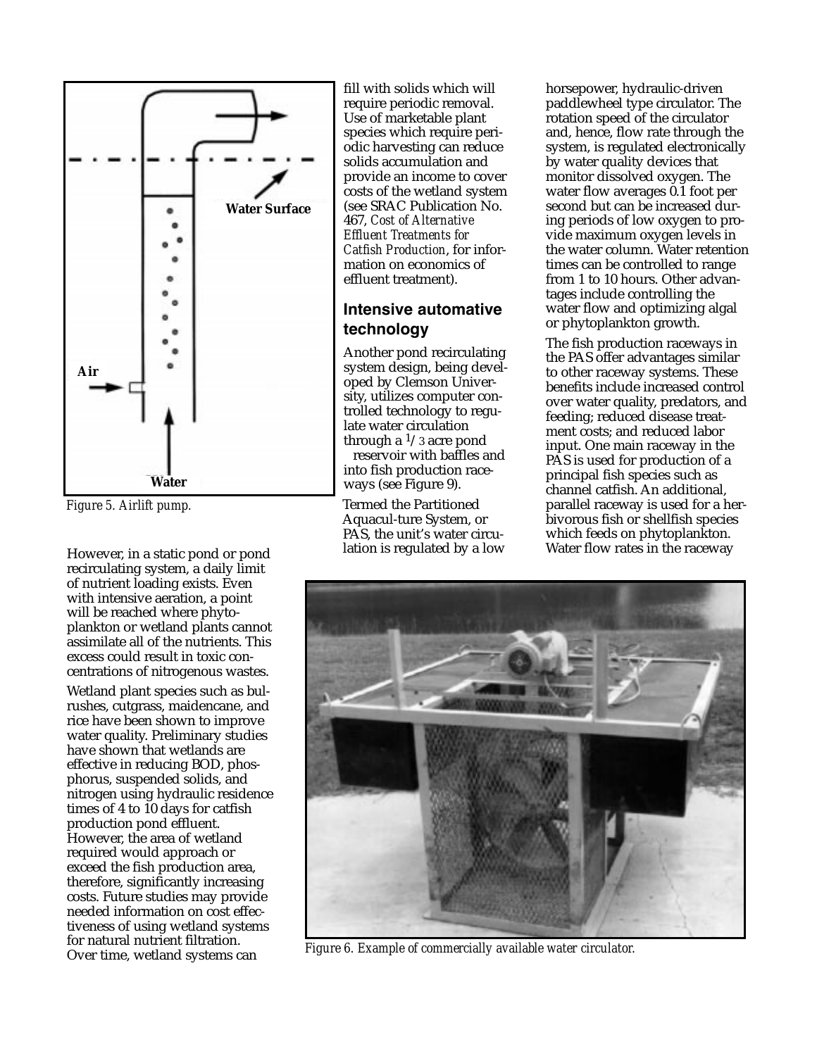Figure 5. Airlift pump.

However, in a static pond or pond recirculating system, a daily limit of nutrient loading exists. Even with intensive aeration, a point will be reached where phytoplankton or wetland plants cannot assimilate all of the nutrients. This excess could result in toxic concentrations of nitrogenous wastes.

Wetland plant species such as bulrushes, cutgrass, maidencane, and rice have been shown to improve water quality. Preliminary studies have shown that wetlands are effective in reducing BOD, phosphorus, suspended solids, and nitrogen using hydraulic residence times of 4 to 10 days for catfish production pond effluent. However, the area of wetland required would approach or exceed the fish production area, therefore, significantly increasing costs. Future studies may provide needed information on cost effectiveness of using wetland systems for natural nutrient filtration. Over time, wetland systems can fill with solids which will require periodic removal. Use of marketable plant species which require periodic harvesting can reduce solids accumulation and provide an income to cover costs of the wetland system (see SRAC Publication No. 467, *Cost of Alternative Effluent Treatments for Catfish Production*, for information on economics of effluent treatment).

## Intensive automative technology

Another pond recirculating system design, being developed by Clemson University, utilizes computer controlled technology to regulate water circulation through a 1/3 acre pond reservoir with baffles and into fish production raceways (see Figure 9).

Termed the Partitioned Aquacul-ture System, or PAS, the unit's water circulation is regulated by a low horsepower, hydraulic-driven paddlewheel type circulator. The rotation speed of the circulator and, hence, flow rate through the system, is regulated electronically by water quality devices that monitor dissolved oxygen. The water flow averages 0.1 foot per second but can be increased during periods of low oxygen to provide maximum oxygen levels in the water column. Water retention times can be controlled to range from 1 to 10 hours. Other advantages include controlling the water flow and optimizing algal or phytoplankton growth.

The fish production raceways in the PAS offer advantages similar to other raceway systems. These benefits include increased control over water quality, predators, and feeding; reduced disease treatment costs; and reduced labor input. One main raceway in the PAS is used for production of a principal fish species such as channel catfish. An additional, parallel raceway is used for a herbivorous fish or shellfish species which feeds on phytoplankton. Water flow rates in the raceway

Figure 6. Example of commercially available water circulator.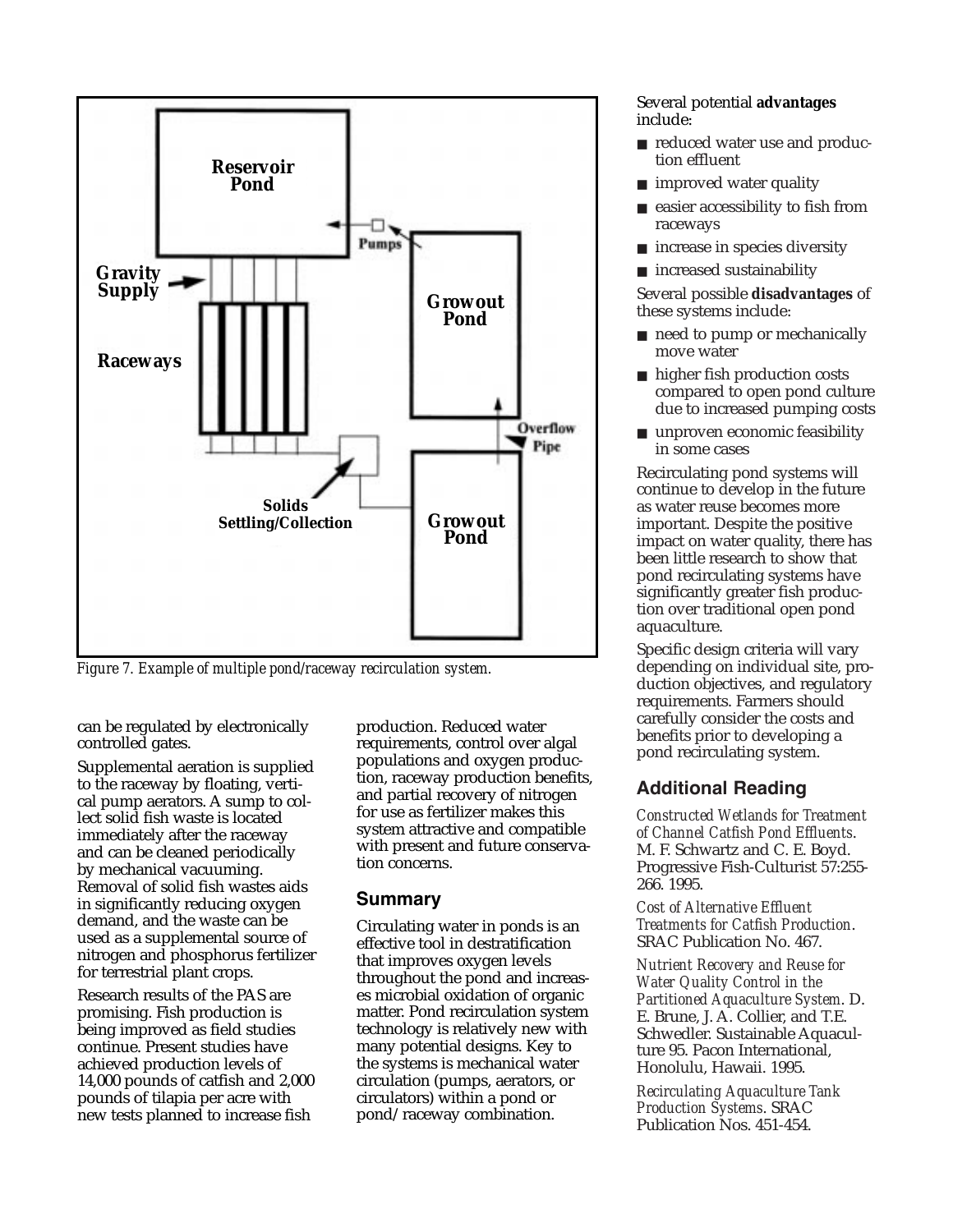Figure 7. Example of multiple pond/raceway recirculation system.

can be regulated by electronically controlled gates.

Supplemental aeration is supplied to the raceway by floating, vertical pump aerators. A sump to collect solid fish waste is located immediately after the raceway and can be cleaned periodically by mechanical vacuuming. Removal of solid fish wastes aids in significantly reducing oxygen demand, and the waste can be used as a supplemental source of nitrogen and phosphorus fertilizer for terrestrial plant crops.

Research results of the PAS are promising. Fish production is being improved as field studies continue. Present studies have achieved production levels of 14,000 pounds of catfish and 2,000 pounds of tilapia per acre with new tests planned to increase fish production. Reduced water requirements, control over algal populations and oxygen production, raceway production benefits, and partial recovery of nitrogen for use as fertilizer makes this system attractive and compatible with present and future conservation concerns.

## Summary

Circulating water in ponds is an effective tool in destratification that improves oxygen levels throughout the pond and increases microbial oxidation of organic matter. Pond recirculation system technology is relatively new with many potential designs. Key to the systems is mechanical water circulation (pumps, aerators, or circulators) within a pond or pond/raceway combination.

Several potential **advantages** include:

- reduced water use and production effluent
- improved water quality
- easier accessibility to fish from raceways
- increase in species diversity
- increased sustainability

Several possible **disadvantages** of these systems include:

- need to pump or mechanically move water
- higher fish production costs compared to open pond culture due to increased pumping costs
- unproven economic feasibility in some cases

Recirculating pond systems will continue to develop in the future as water reuse becomes more important. Despite the positive impact on water quality, there has been little research to show that pond recirculating systems have significantly greater fish production over traditional open pond aquaculture.

Specific design criteria will vary depending on individual site, production objectives, and regulatory requirements. Farmers should carefully consider the costs and benefits prior to developing a pond recirculating system.

## Additional Reading

*Constructed Wetlands for Treatment of Channel Catfish Pond Effluents*. M. F. Schwartz and C. E. Boyd. Progressive Fish-Culturist 57:255-266. 1995.

*Cost of Alternative Effluent Treatments for Catfish Production*. SRAC Publication No. 467.

*Nutrient Recovery and Reuse for Water Quality Control in the Partitioned Aquaculture System*. D. E. Brune, J. A. Collier, and T.E. Schwedler. Sustainable Aquaculture 95. Pacon International, Honolulu, Hawaii. 1995.

*Recirculating Aquaculture Tank Production Systems*. SRAC Publication Nos. 451-454.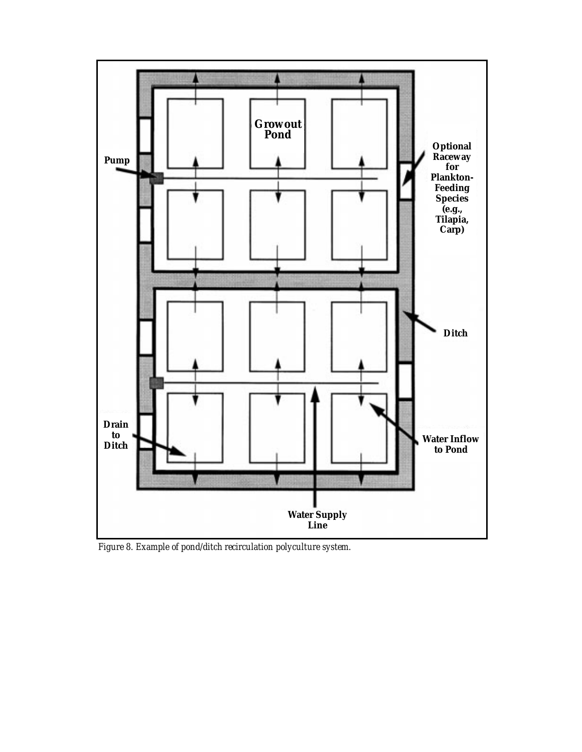Growout Pond

Optional Raceway for Plankton-Feeding Species (e.g., Tilapia, Carp)

Pump

Ditch

Drain to Ditch

Water Inflow to Pond

Water Supply Line

*Figure 8. Example of pond/ditch recirculation polyculture system.*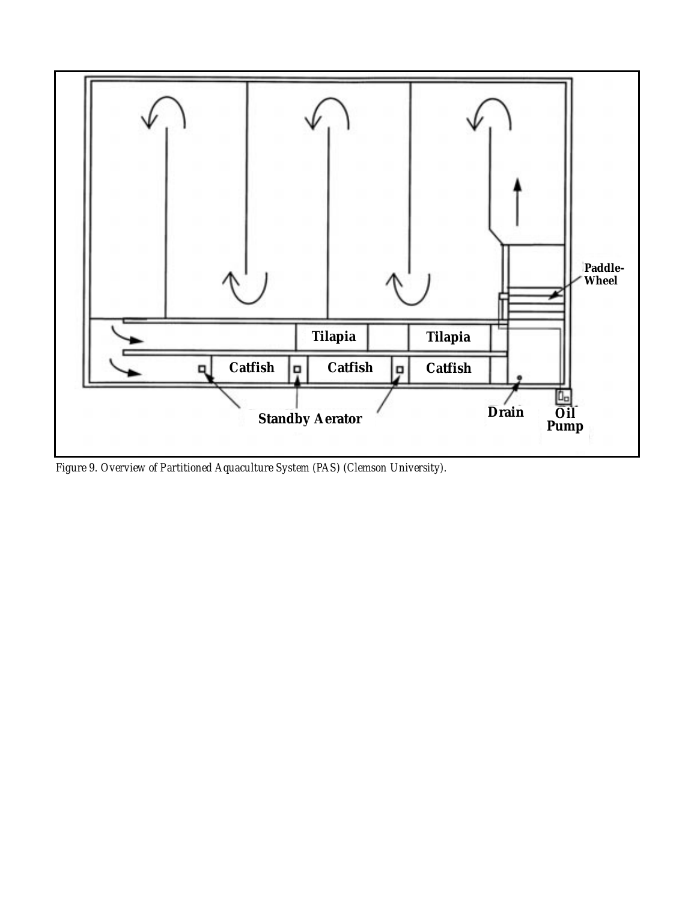Figure 9. Overview of Partitioned Aquaculture System (PAS) (Clemson University).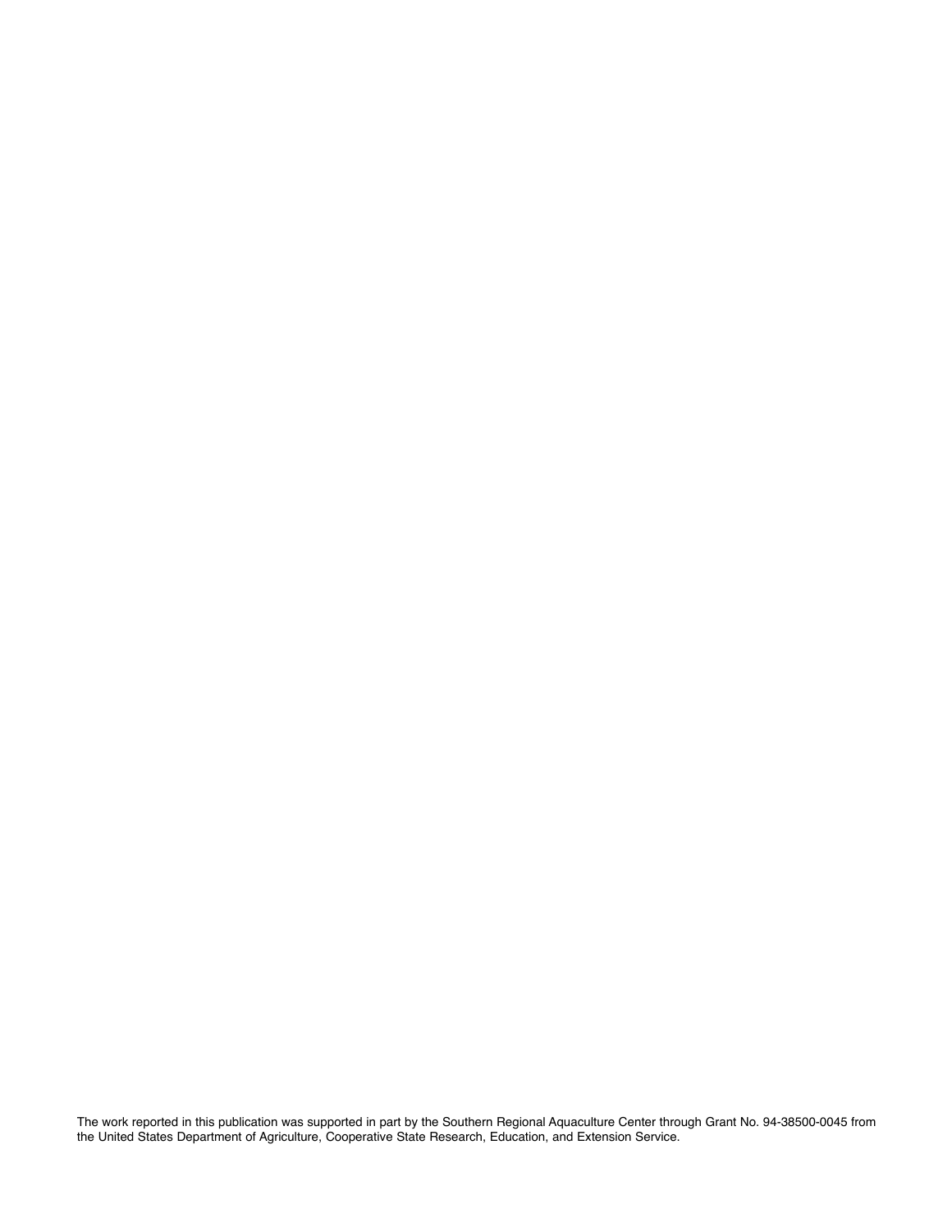The work reported in this publication was supported in part by the Southern Regional Aquaculture Center through Grant No. 94-38500-0045 from the United States Department of Agriculture, Cooperative State Research, Education, and Extension Service.